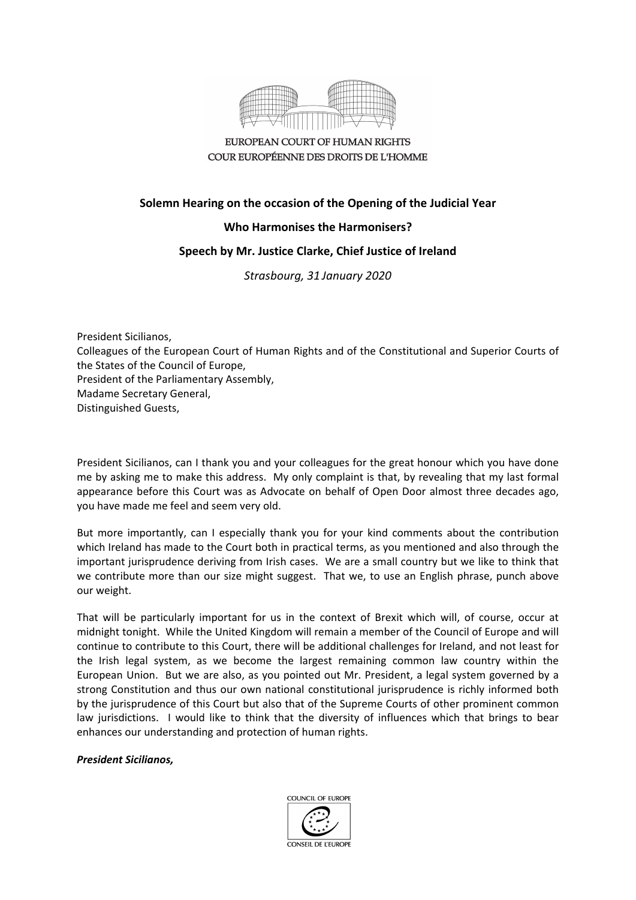EUROPEAN COURT OF HUMAN RIGHTS
COUR EUROPÉENNE DES DROITS DE L'HOMME

## Solemn Hearing on the occasion of the Opening of the Judicial Year

## Who Harmonises the Harmonisers?

## Speech by Mr. Justice Clarke, Chief Justice of Ireland

*Strasbourg, 31 January 2020*

President Sicilianos,
Colleagues of the European Court of Human Rights and of the Constitutional and Superior Courts of the States of the Council of Europe,
President of the Parliamentary Assembly,
Madame Secretary General,
Distinguished Guests,

President Sicilianos, can I thank you and your colleagues for the great honour which you have done me by asking me to make this address. My only complaint is that, by revealing that my last formal appearance before this Court was as Advocate on behalf of Open Door almost three decades ago, you have made me feel and seem very old.

But more importantly, can I especially thank you for your kind comments about the contribution which Ireland has made to the Court both in practical terms, as you mentioned and also through the important jurisprudence deriving from Irish cases. We are a small country but we like to think that we contribute more than our size might suggest. That we, to use an English phrase, punch above our weight.

That will be particularly important for us in the context of Brexit which will, of course, occur at midnight tonight. While the United Kingdom will remain a member of the Council of Europe and will continue to contribute to this Court, there will be additional challenges for Ireland, and not least for the Irish legal system, as we become the largest remaining common law country within the European Union. But we are also, as you pointed out Mr. President, a legal system governed by a strong Constitution and thus our own national constitutional jurisprudence is richly informed both by the jurisprudence of this Court but also that of the Supreme Courts of other prominent common law jurisdictions. I would like to think that the diversity of influences which that brings to bear enhances our understanding and protection of human rights.

***President Sicilianos,***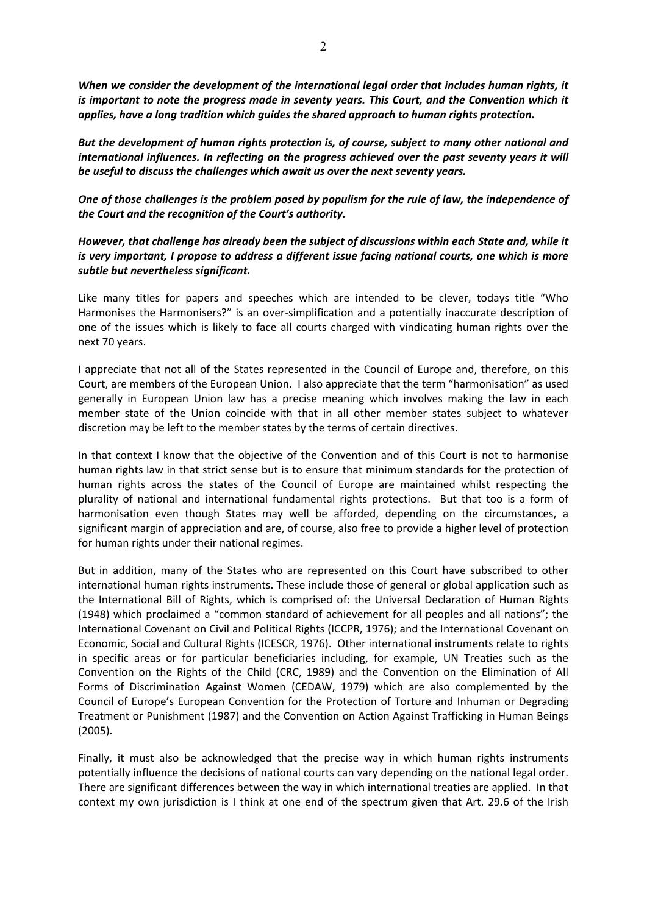***When we consider the development of the international legal order that includes human rights, it is important to note the progress made in seventy years. This Court, and the Convention which it applies, have a long tradition which guides the shared approach to human rights protection.***

***But the development of human rights protection is, of course, subject to many other national and international influences. In reflecting on the progress achieved over the past seventy years it will be useful to discuss the challenges which await us over the next seventy years.***

***One of those challenges is the problem posed by populism for the rule of law, the independence of the Court and the recognition of the Court's authority.***

***However, that challenge has already been the subject of discussions within each State and, while it is very important, I propose to address a different issue facing national courts, one which is more subtle but nevertheless significant.***

Like many titles for papers and speeches which are intended to be clever, todays title "Who Harmonises the Harmonisers?" is an over-simplification and a potentially inaccurate description of one of the issues which is likely to face all courts charged with vindicating human rights over the next 70 years.

I appreciate that not all of the States represented in the Council of Europe and, therefore, on this Court, are members of the European Union. I also appreciate that the term "harmonisation" as used generally in European Union law has a precise meaning which involves making the law in each member state of the Union coincide with that in all other member states subject to whatever discretion may be left to the member states by the terms of certain directives.

In that context I know that the objective of the Convention and of this Court is not to harmonise human rights law in that strict sense but is to ensure that minimum standards for the protection of human rights across the states of the Council of Europe are maintained whilst respecting the plurality of national and international fundamental rights protections. But that too is a form of harmonisation even though States may well be afforded, depending on the circumstances, a significant margin of appreciation and are, of course, also free to provide a higher level of protection for human rights under their national regimes.

But in addition, many of the States who are represented on this Court have subscribed to other international human rights instruments. These include those of general or global application such as the International Bill of Rights, which is comprised of: the Universal Declaration of Human Rights (1948) which proclaimed a "common standard of achievement for all peoples and all nations"; the International Covenant on Civil and Political Rights (ICCPR, 1976); and the International Covenant on Economic, Social and Cultural Rights (ICESCR, 1976). Other international instruments relate to rights in specific areas or for particular beneficiaries including, for example, UN Treaties such as the Convention on the Rights of the Child (CRC, 1989) and the Convention on the Elimination of All Forms of Discrimination Against Women (CEDAW, 1979) which are also complemented by the Council of Europe's European Convention for the Protection of Torture and Inhuman or Degrading Treatment or Punishment (1987) and the Convention on Action Against Trafficking in Human Beings (2005).

Finally, it must also be acknowledged that the precise way in which human rights instruments potentially influence the decisions of national courts can vary depending on the national legal order. There are significant differences between the way in which international treaties are applied. In that context my own jurisdiction is I think at one end of the spectrum given that Art. 29.6 of the Irish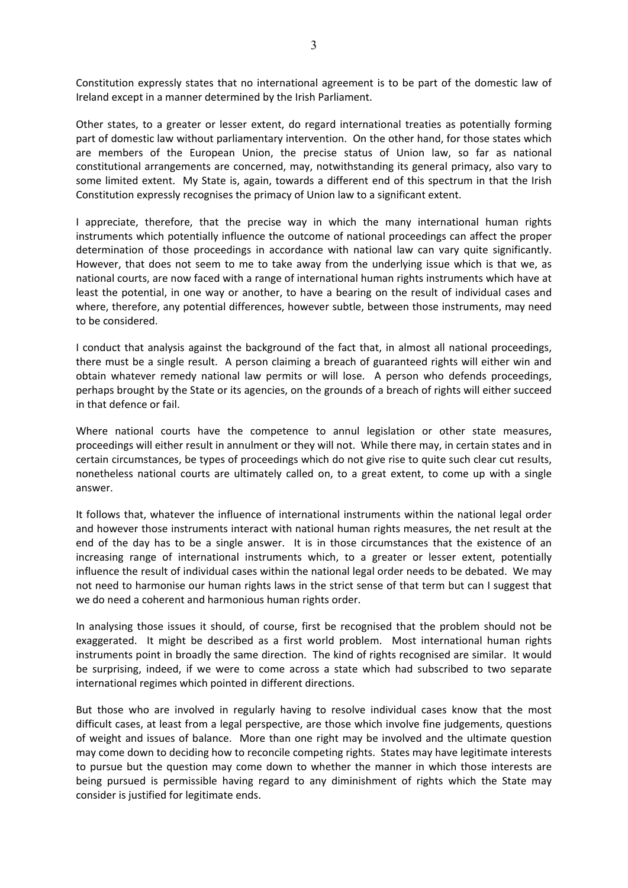Constitution expressly states that no international agreement is to be part of the domestic law of Ireland except in a manner determined by the Irish Parliament.

Other states, to a greater or lesser extent, do regard international treaties as potentially forming part of domestic law without parliamentary intervention. On the other hand, for those states which are members of the European Union, the precise status of Union law, so far as national constitutional arrangements are concerned, may, notwithstanding its general primacy, also vary to some limited extent. My State is, again, towards a different end of this spectrum in that the Irish Constitution expressly recognises the primacy of Union law to a significant extent.

I appreciate, therefore, that the precise way in which the many international human rights instruments which potentially influence the outcome of national proceedings can affect the proper determination of those proceedings in accordance with national law can vary quite significantly. However, that does not seem to me to take away from the underlying issue which is that we, as national courts, are now faced with a range of international human rights instruments which have at least the potential, in one way or another, to have a bearing on the result of individual cases and where, therefore, any potential differences, however subtle, between those instruments, may need to be considered.

I conduct that analysis against the background of the fact that, in almost all national proceedings, there must be a single result. A person claiming a breach of guaranteed rights will either win and obtain whatever remedy national law permits or will lose. A person who defends proceedings, perhaps brought by the State or its agencies, on the grounds of a breach of rights will either succeed in that defence or fail.

Where national courts have the competence to annul legislation or other state measures, proceedings will either result in annulment or they will not. While there may, in certain states and in certain circumstances, be types of proceedings which do not give rise to quite such clear cut results, nonetheless national courts are ultimately called on, to a great extent, to come up with a single answer.

It follows that, whatever the influence of international instruments within the national legal order and however those instruments interact with national human rights measures, the net result at the end of the day has to be a single answer. It is in those circumstances that the existence of an increasing range of international instruments which, to a greater or lesser extent, potentially influence the result of individual cases within the national legal order needs to be debated. We may not need to harmonise our human rights laws in the strict sense of that term but can I suggest that we do need a coherent and harmonious human rights order.

In analysing those issues it should, of course, first be recognised that the problem should not be exaggerated. It might be described as a first world problem. Most international human rights instruments point in broadly the same direction. The kind of rights recognised are similar. It would be surprising, indeed, if we were to come across a state which had subscribed to two separate international regimes which pointed in different directions.

But those who are involved in regularly having to resolve individual cases know that the most difficult cases, at least from a legal perspective, are those which involve fine judgements, questions of weight and issues of balance. More than one right may be involved and the ultimate question may come down to deciding how to reconcile competing rights. States may have legitimate interests to pursue but the question may come down to whether the manner in which those interests are being pursued is permissible having regard to any diminishment of rights which the State may consider is justified for legitimate ends.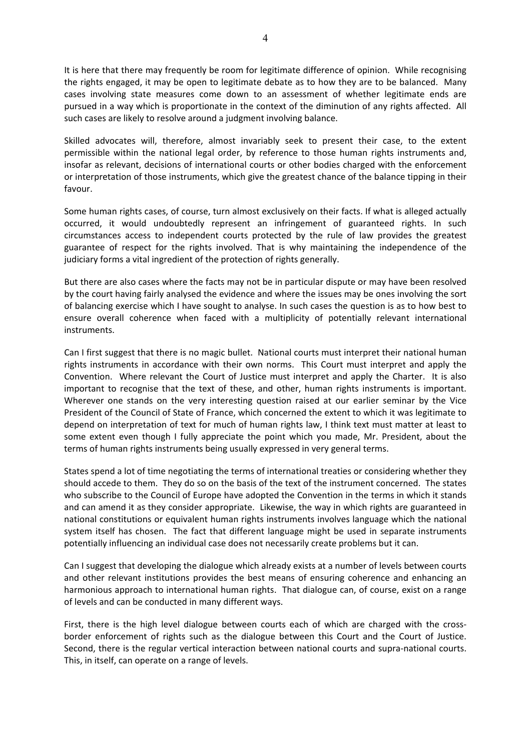It is here that there may frequently be room for legitimate difference of opinion. While recognising the rights engaged, it may be open to legitimate debate as to how they are to be balanced. Many cases involving state measures come down to an assessment of whether legitimate ends are pursued in a way which is proportionate in the context of the diminution of any rights affected. All such cases are likely to resolve around a judgment involving balance.

Skilled advocates will, therefore, almost invariably seek to present their case, to the extent permissible within the national legal order, by reference to those human rights instruments and, insofar as relevant, decisions of international courts or other bodies charged with the enforcement or interpretation of those instruments, which give the greatest chance of the balance tipping in their favour.

Some human rights cases, of course, turn almost exclusively on their facts. If what is alleged actually occurred, it would undoubtedly represent an infringement of guaranteed rights. In such circumstances access to independent courts protected by the rule of law provides the greatest guarantee of respect for the rights involved. That is why maintaining the independence of the judiciary forms a vital ingredient of the protection of rights generally.

But there are also cases where the facts may not be in particular dispute or may have been resolved by the court having fairly analysed the evidence and where the issues may be ones involving the sort of balancing exercise which I have sought to analyse. In such cases the question is as to how best to ensure overall coherence when faced with a multiplicity of potentially relevant international instruments.

Can I first suggest that there is no magic bullet. National courts must interpret their national human rights instruments in accordance with their own norms. This Court must interpret and apply the Convention. Where relevant the Court of Justice must interpret and apply the Charter. It is also important to recognise that the text of these, and other, human rights instruments is important. Wherever one stands on the very interesting question raised at our earlier seminar by the Vice President of the Council of State of France, which concerned the extent to which it was legitimate to depend on interpretation of text for much of human rights law, I think text must matter at least to some extent even though I fully appreciate the point which you made, Mr. President, about the terms of human rights instruments being usually expressed in very general terms.

States spend a lot of time negotiating the terms of international treaties or considering whether they should accede to them. They do so on the basis of the text of the instrument concerned. The states who subscribe to the Council of Europe have adopted the Convention in the terms in which it stands and can amend it as they consider appropriate. Likewise, the way in which rights are guaranteed in national constitutions or equivalent human rights instruments involves language which the national system itself has chosen. The fact that different language might be used in separate instruments potentially influencing an individual case does not necessarily create problems but it can.

Can I suggest that developing the dialogue which already exists at a number of levels between courts and other relevant institutions provides the best means of ensuring coherence and enhancing an harmonious approach to international human rights. That dialogue can, of course, exist on a range of levels and can be conducted in many different ways.

First, there is the high level dialogue between courts each of which are charged with the cross-border enforcement of rights such as the dialogue between this Court and the Court of Justice. Second, there is the regular vertical interaction between national courts and supra-national courts. This, in itself, can operate on a range of levels.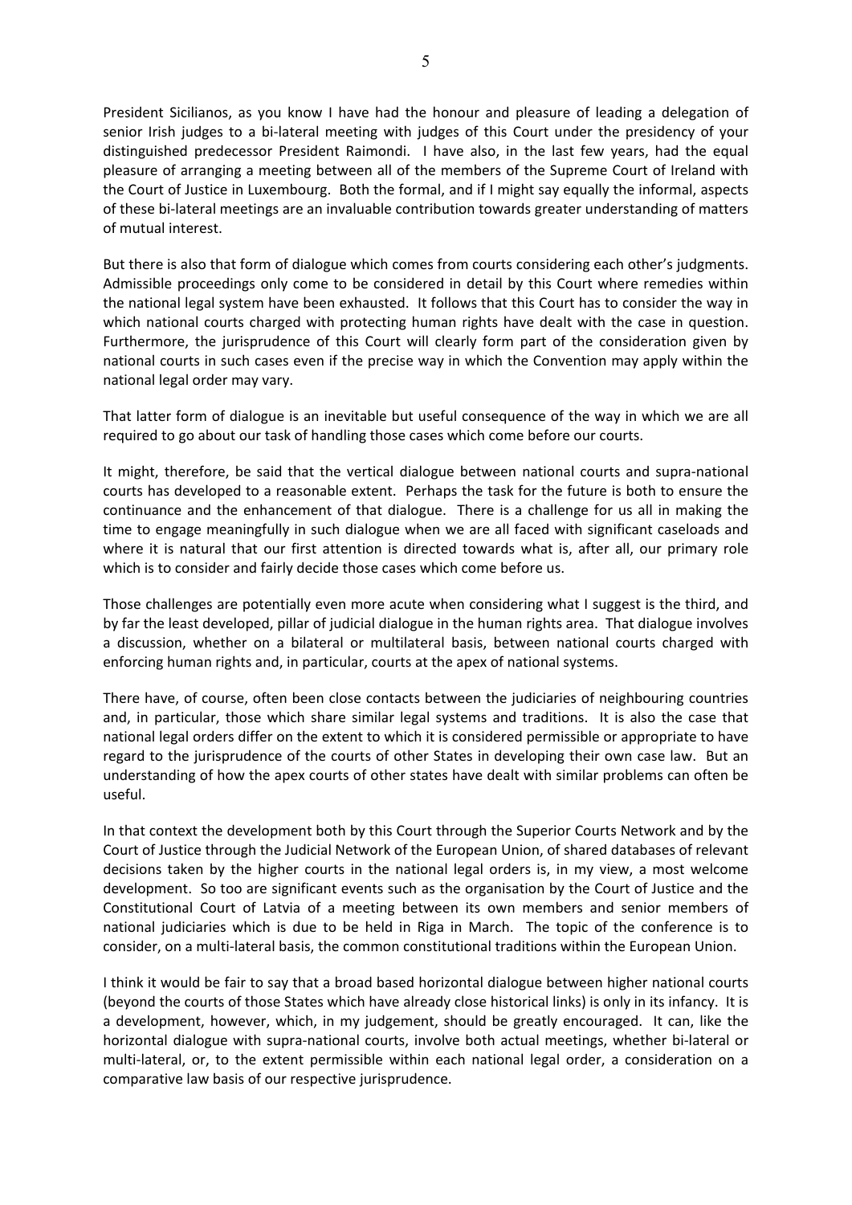President Sicilianos, as you know I have had the honour and pleasure of leading a delegation of senior Irish judges to a bi-lateral meeting with judges of this Court under the presidency of your distinguished predecessor President Raimondi. I have also, in the last few years, had the equal pleasure of arranging a meeting between all of the members of the Supreme Court of Ireland with the Court of Justice in Luxembourg. Both the formal, and if I might say equally the informal, aspects of these bi-lateral meetings are an invaluable contribution towards greater understanding of matters of mutual interest.

But there is also that form of dialogue which comes from courts considering each other's judgments. Admissible proceedings only come to be considered in detail by this Court where remedies within the national legal system have been exhausted. It follows that this Court has to consider the way in which national courts charged with protecting human rights have dealt with the case in question. Furthermore, the jurisprudence of this Court will clearly form part of the consideration given by national courts in such cases even if the precise way in which the Convention may apply within the national legal order may vary.

That latter form of dialogue is an inevitable but useful consequence of the way in which we are all required to go about our task of handling those cases which come before our courts.

It might, therefore, be said that the vertical dialogue between national courts and supra-national courts has developed to a reasonable extent. Perhaps the task for the future is both to ensure the continuance and the enhancement of that dialogue. There is a challenge for us all in making the time to engage meaningfully in such dialogue when we are all faced with significant caseloads and where it is natural that our first attention is directed towards what is, after all, our primary role which is to consider and fairly decide those cases which come before us.

Those challenges are potentially even more acute when considering what I suggest is the third, and by far the least developed, pillar of judicial dialogue in the human rights area. That dialogue involves a discussion, whether on a bilateral or multilateral basis, between national courts charged with enforcing human rights and, in particular, courts at the apex of national systems.

There have, of course, often been close contacts between the judiciaries of neighbouring countries and, in particular, those which share similar legal systems and traditions. It is also the case that national legal orders differ on the extent to which it is considered permissible or appropriate to have regard to the jurisprudence of the courts of other States in developing their own case law. But an understanding of how the apex courts of other states have dealt with similar problems can often be useful.

In that context the development both by this Court through the Superior Courts Network and by the Court of Justice through the Judicial Network of the European Union, of shared databases of relevant decisions taken by the higher courts in the national legal orders is, in my view, a most welcome development. So too are significant events such as the organisation by the Court of Justice and the Constitutional Court of Latvia of a meeting between its own members and senior members of national judiciaries which is due to be held in Riga in March. The topic of the conference is to consider, on a multi-lateral basis, the common constitutional traditions within the European Union.

I think it would be fair to say that a broad based horizontal dialogue between higher national courts (beyond the courts of those States which have already close historical links) is only in its infancy. It is a development, however, which, in my judgement, should be greatly encouraged. It can, like the horizontal dialogue with supra-national courts, involve both actual meetings, whether bi-lateral or multi-lateral, or, to the extent permissible within each national legal order, a consideration on a comparative law basis of our respective jurisprudence.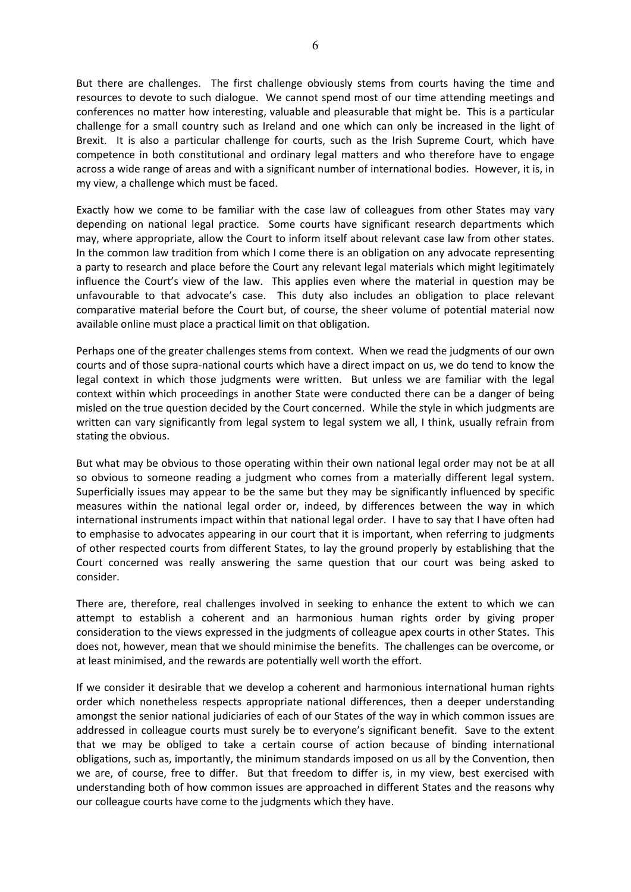But there are challenges. The first challenge obviously stems from courts having the time and resources to devote to such dialogue. We cannot spend most of our time attending meetings and conferences no matter how interesting, valuable and pleasurable that might be. This is a particular challenge for a small country such as Ireland and one which can only be increased in the light of Brexit. It is also a particular challenge for courts, such as the Irish Supreme Court, which have competence in both constitutional and ordinary legal matters and who therefore have to engage across a wide range of areas and with a significant number of international bodies. However, it is, in my view, a challenge which must be faced.

Exactly how we come to be familiar with the case law of colleagues from other States may vary depending on national legal practice. Some courts have significant research departments which may, where appropriate, allow the Court to inform itself about relevant case law from other states. In the common law tradition from which I come there is an obligation on any advocate representing a party to research and place before the Court any relevant legal materials which might legitimately influence the Court's view of the law. This applies even where the material in question may be unfavourable to that advocate's case. This duty also includes an obligation to place relevant comparative material before the Court but, of course, the sheer volume of potential material now available online must place a practical limit on that obligation.

Perhaps one of the greater challenges stems from context. When we read the judgments of our own courts and of those supra-national courts which have a direct impact on us, we do tend to know the legal context in which those judgments were written. But unless we are familiar with the legal context within which proceedings in another State were conducted there can be a danger of being misled on the true question decided by the Court concerned. While the style in which judgments are written can vary significantly from legal system to legal system we all, I think, usually refrain from stating the obvious.

But what may be obvious to those operating within their own national legal order may not be at all so obvious to someone reading a judgment who comes from a materially different legal system. Superficially issues may appear to be the same but they may be significantly influenced by specific measures within the national legal order or, indeed, by differences between the way in which international instruments impact within that national legal order. I have to say that I have often had to emphasise to advocates appearing in our court that it is important, when referring to judgments of other respected courts from different States, to lay the ground properly by establishing that the Court concerned was really answering the same question that our court was being asked to consider.

There are, therefore, real challenges involved in seeking to enhance the extent to which we can attempt to establish a coherent and an harmonious human rights order by giving proper consideration to the views expressed in the judgments of colleague apex courts in other States. This does not, however, mean that we should minimise the benefits. The challenges can be overcome, or at least minimised, and the rewards are potentially well worth the effort.

If we consider it desirable that we develop a coherent and harmonious international human rights order which nonetheless respects appropriate national differences, then a deeper understanding amongst the senior national judiciaries of each of our States of the way in which common issues are addressed in colleague courts must surely be to everyone's significant benefit. Save to the extent that we may be obliged to take a certain course of action because of binding international obligations, such as, importantly, the minimum standards imposed on us all by the Convention, then we are, of course, free to differ. But that freedom to differ is, in my view, best exercised with understanding both of how common issues are approached in different States and the reasons why our colleague courts have come to the judgments which they have.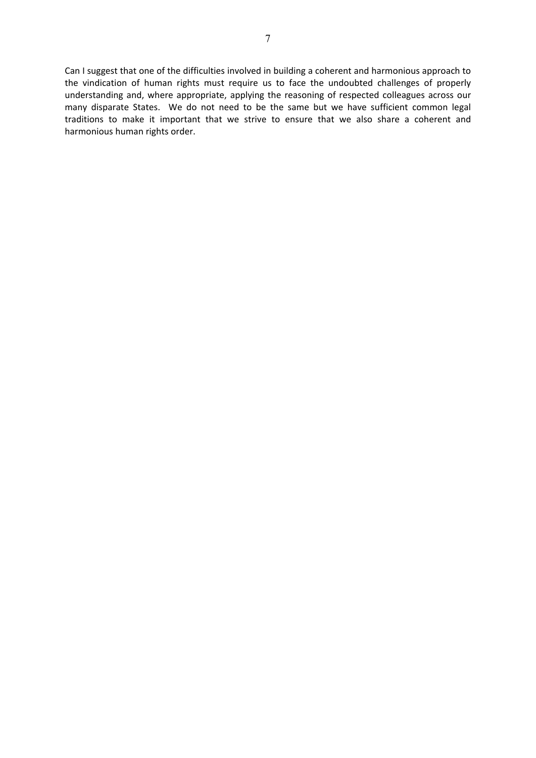Can I suggest that one of the difficulties involved in building a coherent and harmonious approach to the vindication of human rights must require us to face the undoubted challenges of properly understanding and, where appropriate, applying the reasoning of respected colleagues across our many disparate States. We do not need to be the same but we have sufficient common legal traditions to make it important that we strive to ensure that we also share a coherent and harmonious human rights order.